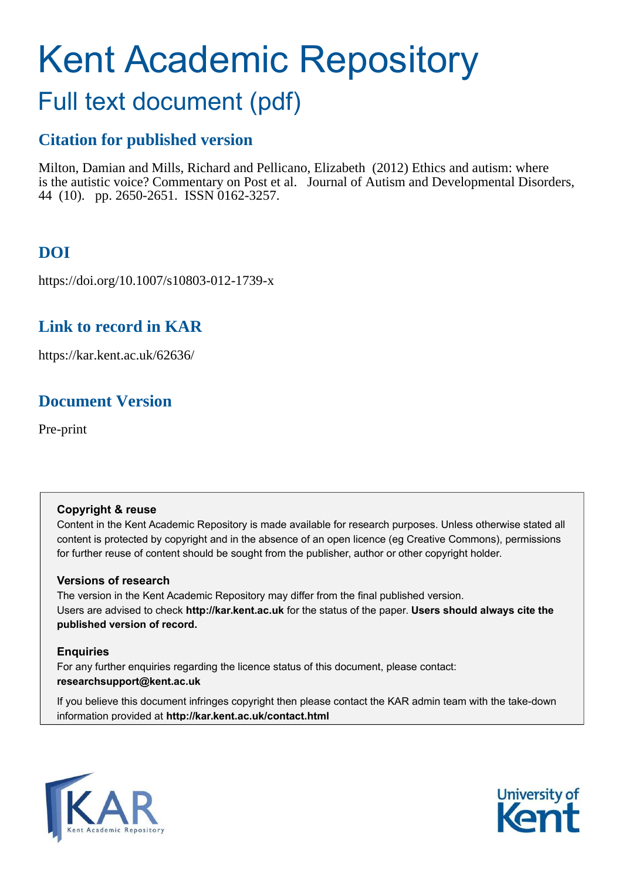# Kent Academic Repository

## Full text document (pdf)

### Citation for published version

Milton, Damian and Mills, Richard and Pellicano, Elizabeth (2012) Ethics and autism: where is the autistic voice? Commentary on Post et al. Journal of Autism and Developmental Disorders, 44 (10). pp. 2650-2651. ISSN 0162-3257.

### DOI

https://doi.org/10.1007/s10803-012-1739-x

### Link to record in KAR

https://kar.kent.ac.uk/62636/

### Document Version

Pre-print

**Copyright & reuse**

Content in the Kent Academic Repository is made available for research purposes. Unless otherwise stated all content is protected by copyright and in the absence of an open licence (eg Creative Commons), permissions for further reuse of content should be sought from the publisher, author or other copyright holder.

**Versions of research**

The version in the Kent Academic Repository may differ from the final published version.
Users are advised to check **http://kar.kent.ac.uk** for the status of the paper. **Users should always cite the published version of record.**

**Enquiries**

For any further enquiries regarding the licence status of this document, please contact:
**researchsupport@kent.ac.uk**

If you believe this document infringes copyright then please contact the KAR admin team with the take-down information provided at **http://kar.kent.ac.uk/contact.html**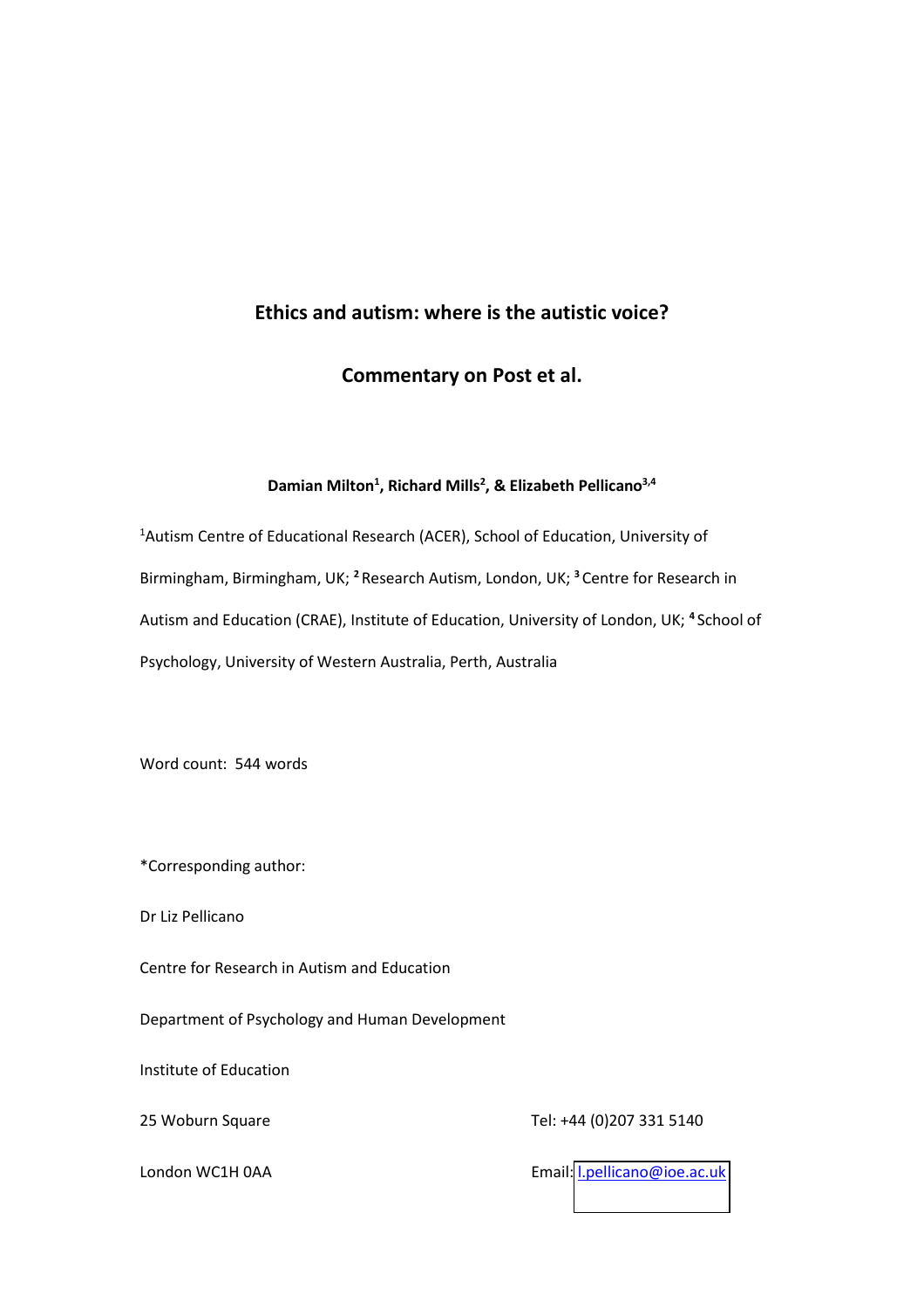# Ethics and autism: where is the autistic voice?

## Commentary on Post et al.

**Damian Milton[1], Richard Mills[2], & Elizabeth Pellicano[3,4]**

[1]Autism Centre of Educational Research (ACER), School of Education, University of Birmingham, Birmingham, UK; [2] Research Autism, London, UK; [3] Centre for Research in Autism and Education (CRAE), Institute of Education, University of London, UK; [4] School of Psychology, University of Western Australia, Perth, Australia

Word count: 544 words

*Corresponding author:

Dr Liz Pellicano

Centre for Research in Autism and Education

Department of Psychology and Human Development

Institute of Education

25 Woburn Square

London WC1H 0AA

Tel: +44 (0)207 331 5140

Email: l.pellicano@ioe.ac.uk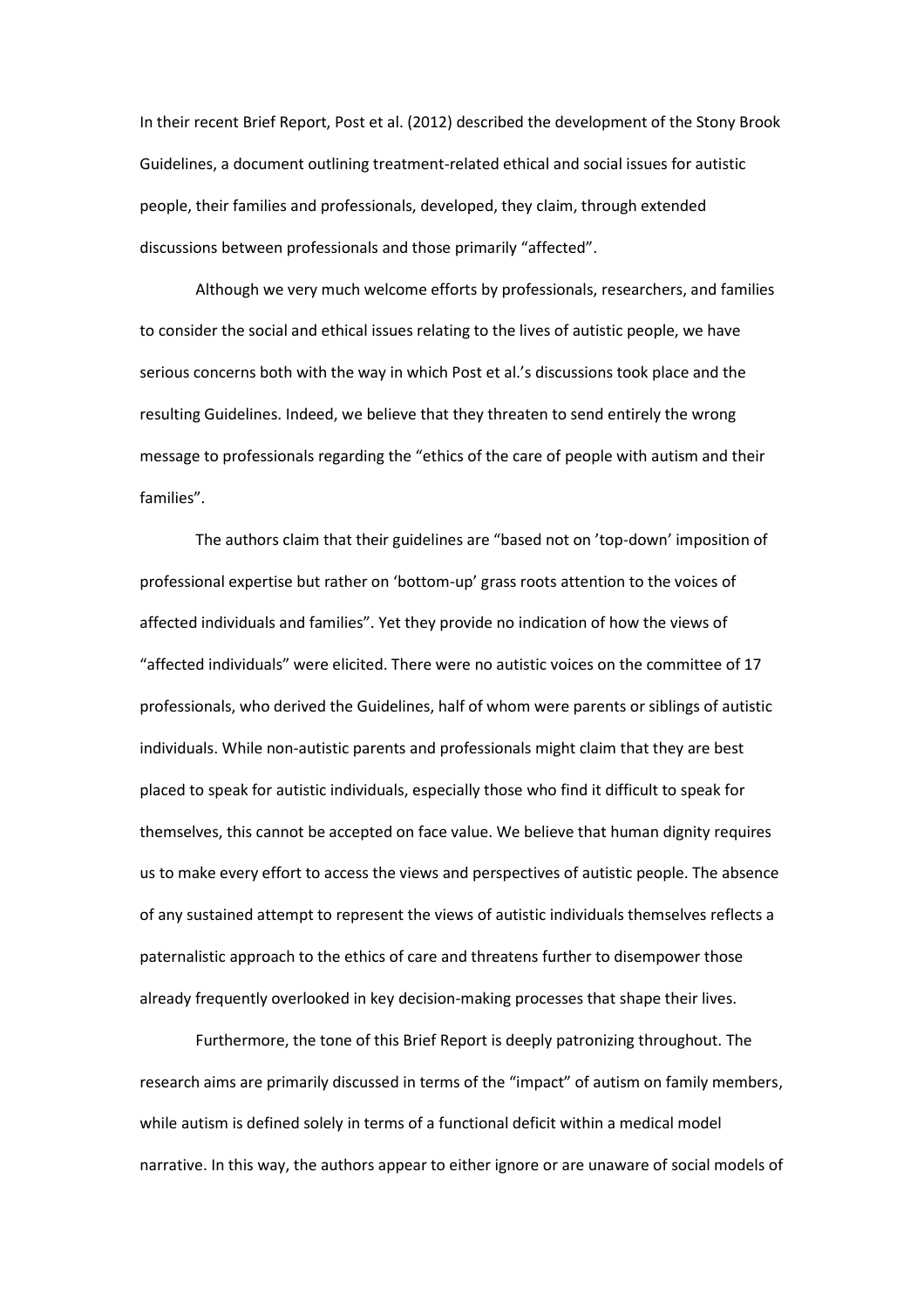In their recent Brief Report, Post et al. (2012) described the development of the Stony Brook Guidelines, a document outlining treatment-related ethical and social issues for autistic people, their families and professionals, developed, they claim, through extended discussions between professionals and those primarily "affected".

Although we very much welcome efforts by professionals, researchers, and families to consider the social and ethical issues relating to the lives of autistic people, we have serious concerns both with the way in which Post et al.'s discussions took place and the resulting Guidelines. Indeed, we believe that they threaten to send entirely the wrong message to professionals regarding the "ethics of the care of people with autism and their families".

The authors claim that their guidelines are "based not on 'top-down' imposition of professional expertise but rather on 'bottom-up' grass roots attention to the voices of affected individuals and families". Yet they provide no indication of how the views of "affected individuals" were elicited. There were no autistic voices on the committee of 17 professionals, who derived the Guidelines, half of whom were parents or siblings of autistic individuals. While non-autistic parents and professionals might claim that they are best placed to speak for autistic individuals, especially those who find it difficult to speak for themselves, this cannot be accepted on face value. We believe that human dignity requires us to make every effort to access the views and perspectives of autistic people. The absence of any sustained attempt to represent the views of autistic individuals themselves reflects a paternalistic approach to the ethics of care and threatens further to disempower those already frequently overlooked in key decision-making processes that shape their lives.

Furthermore, the tone of this Brief Report is deeply patronizing throughout. The research aims are primarily discussed in terms of the "impact" of autism on family members, while autism is defined solely in terms of a functional deficit within a medical model narrative. In this way, the authors appear to either ignore or are unaware of social models of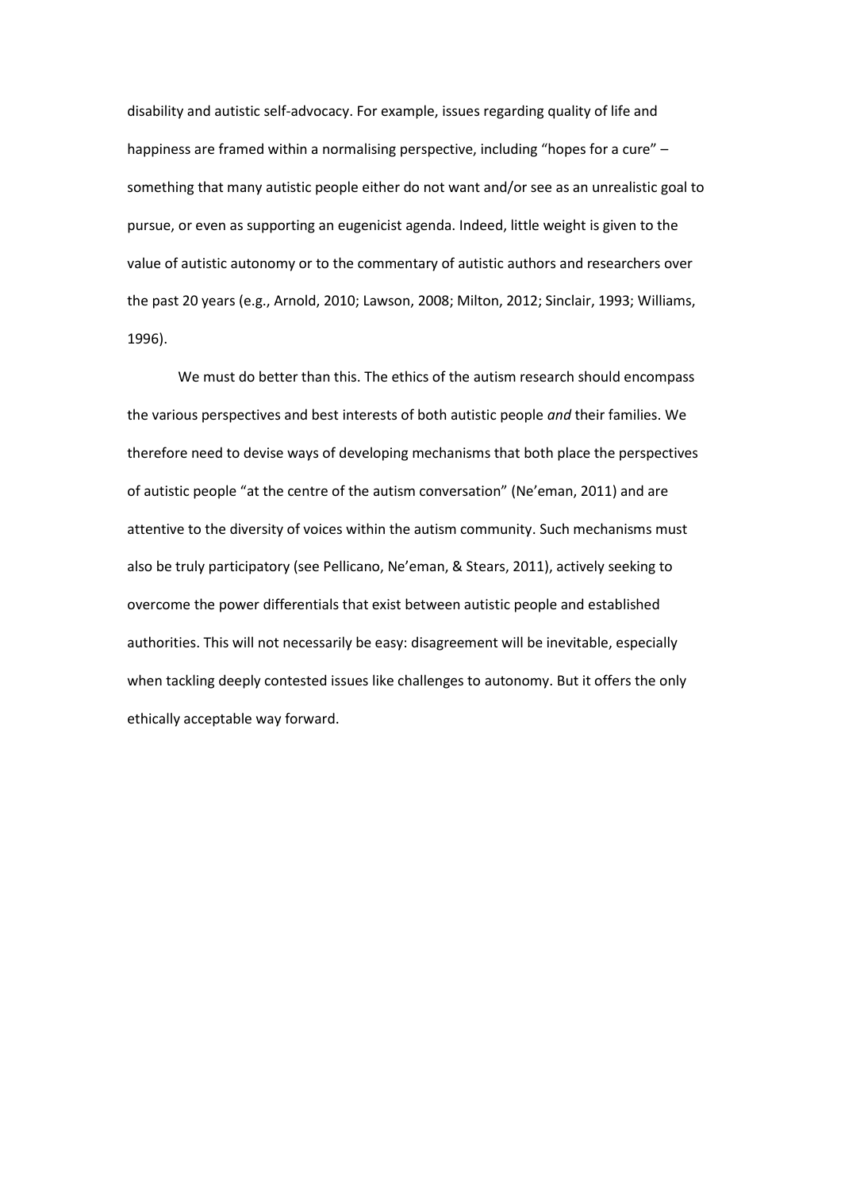disability and autistic self-advocacy. For example, issues regarding quality of life and happiness are framed within a normalising perspective, including "hopes for a cure" – something that many autistic people either do not want and/or see as an unrealistic goal to pursue, or even as supporting an eugenicist agenda. Indeed, little weight is given to the value of autistic autonomy or to the commentary of autistic authors and researchers over the past 20 years (e.g., Arnold, 2010; Lawson, 2008; Milton, 2012; Sinclair, 1993; Williams, 1996).

We must do better than this. The ethics of the autism research should encompass the various perspectives and best interests of both autistic people *and* their families. We therefore need to devise ways of developing mechanisms that both place the perspectives of autistic people "at the centre of the autism conversation" (Ne'eman, 2011) and are attentive to the diversity of voices within the autism community. Such mechanisms must also be truly participatory (see Pellicano, Ne'eman, & Stears, 2011), actively seeking to overcome the power differentials that exist between autistic people and established authorities. This will not necessarily be easy: disagreement will be inevitable, especially when tackling deeply contested issues like challenges to autonomy. But it offers the only ethically acceptable way forward.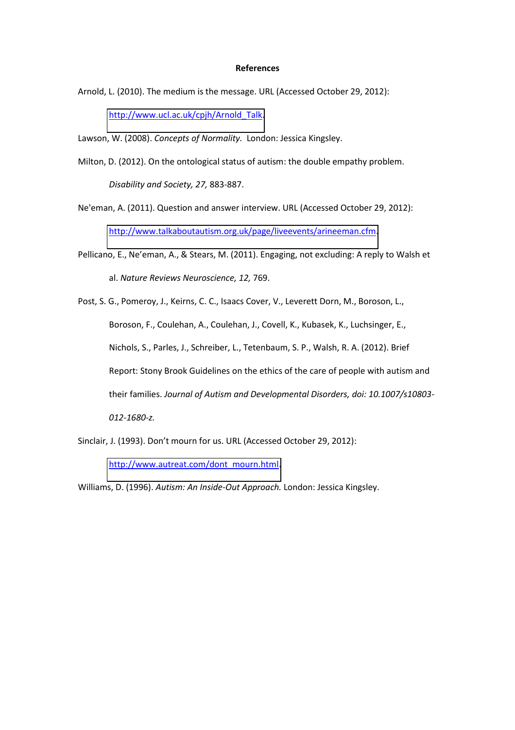**References**

Arnold, L. (2010). The medium is the message. URL (Accessed October 29, 2012): http://www.ucl.ac.uk/cpjh/Arnold_Talk.

Lawson, W. (2008). *Concepts of Normality.* London: Jessica Kingsley.

Milton, D. (2012). On the ontological status of autism: the double empathy problem. *Disability and Society, 27,* 883-887.

Ne'eman, A. (2011). Question and answer interview. URL (Accessed October 29, 2012): http://www.talkaboutautism.org.uk/page/liveevents/arineeman.cfm.

Pellicano, E., Ne'eman, A., & Stears, M. (2011). Engaging, not excluding: A reply to Walsh et al. *Nature Reviews Neuroscience, 12,* 769.

Post, S. G., Pomeroy, J., Keirns, C. C., Isaacs Cover, V., Leverett Dorn, M., Boroson, L., Boroson, F., Coulehan, A., Coulehan, J., Covell, K., Kubasek, K., Luchsinger, E., Nichols, S., Parles, J., Schreiber, L., Tetenbaum, S. P., Walsh, R. A. (2012). Brief Report: Stony Brook Guidelines on the ethics of the care of people with autism and their families. *Journal of Autism and Developmental Disorders, doi: 10.1007/s10803-012-1680-z.*

Sinclair, J. (1993). Don't mourn for us. URL (Accessed October 29, 2012): http://www.autreat.com/dont_mourn.html.

Williams, D. (1996). *Autism: An Inside-Out Approach.* London: Jessica Kingsley.